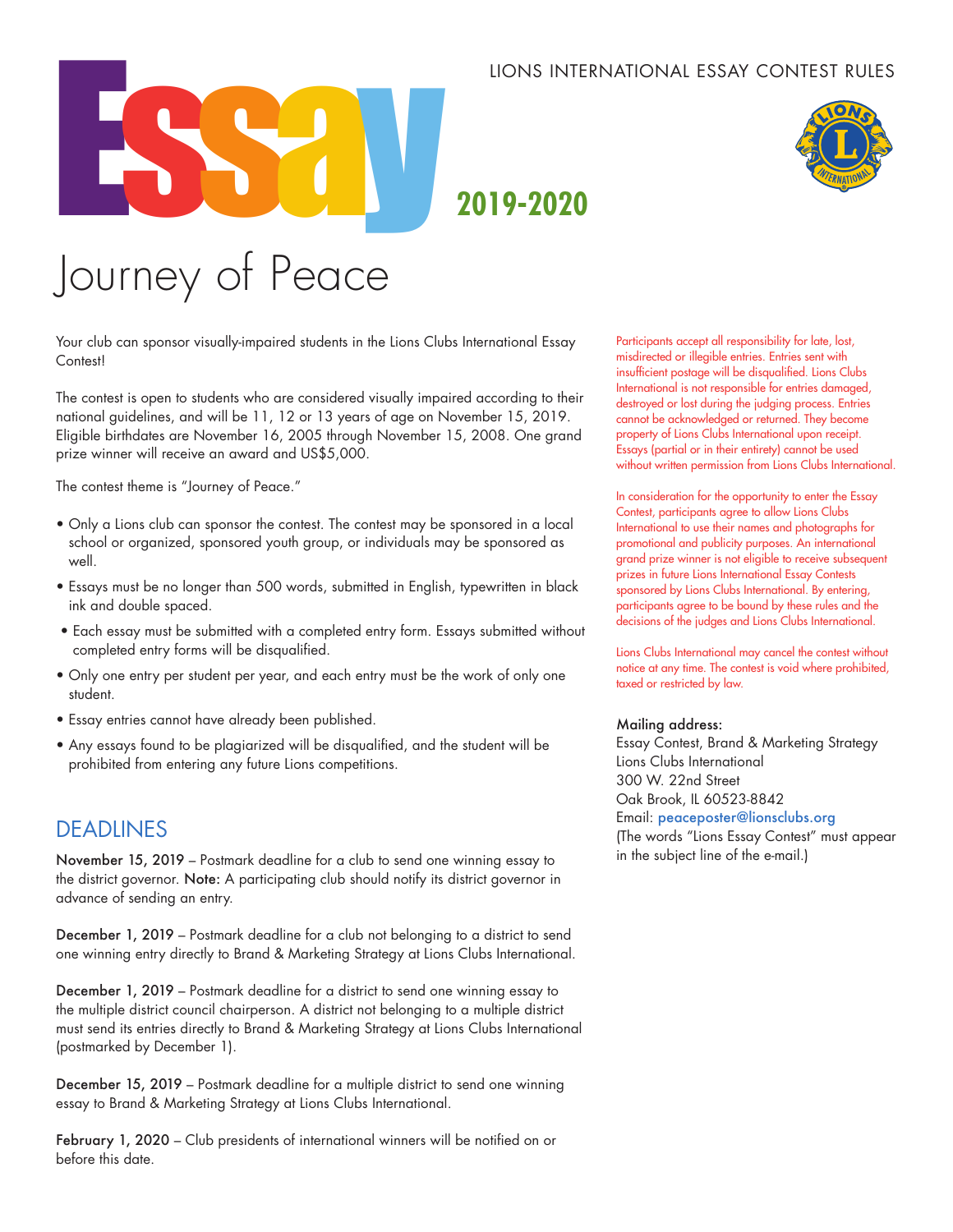LIONS INTERNATIONAL ESSAY CONTEST RULES

# Essay 2019-2020

# Journey of Peace

Your club can sponsor visually-impaired students in the Lions Clubs International Essay Contest!

The contest is open to students who are considered visually impaired according to their national guidelines, and will be 11, 12 or 13 years of age on November 15, 2019. Eligible birthdates are November 16, 2005 through November 15, 2008. One grand prize winner will receive an award and US$5,000.

The contest theme is "Journey of Peace."

- Only a Lions club can sponsor the contest. The contest may be sponsored in a local school or organized, sponsored youth group, or individuals may be sponsored as well.
- Essays must be no longer than 500 words, submitted in English, typewritten in black ink and double spaced.
- Each essay must be submitted with a completed entry form. Essays submitted without completed entry forms will be disqualified.
- Only one entry per student per year, and each entry must be the work of only one student.
- Essay entries cannot have already been published.
- Any essays found to be plagiarized will be disqualified, and the student will be prohibited from entering any future Lions competitions.

## DEADLINES

**November 15, 2019** – Postmark deadline for a club to send one winning essay to the district governor. **Note:** A participating club should notify its district governor in advance of sending an entry.

**December 1, 2019** – Postmark deadline for a club not belonging to a district to send one winning entry directly to Brand & Marketing Strategy at Lions Clubs International.

**December 1, 2019** – Postmark deadline for a district to send one winning essay to the multiple district council chairperson. A district not belonging to a multiple district must send its entries directly to Brand & Marketing Strategy at Lions Clubs International (postmarked by December 1).

**December 15, 2019** – Postmark deadline for a multiple district to send one winning essay to Brand & Marketing Strategy at Lions Clubs International.

**February 1, 2020** – Club presidents of international winners will be notified on or before this date.

Participants accept all responsibility for late, lost, misdirected or illegible entries. Entries sent with insufficient postage will be disqualified. Lions Clubs International is not responsible for entries damaged, destroyed or lost during the judging process. Entries cannot be acknowledged or returned. They become property of Lions Clubs International upon receipt. Essays (partial or in their entirety) cannot be used without written permission from Lions Clubs International.

In consideration for the opportunity to enter the Essay Contest, participants agree to allow Lions Clubs International to use their names and photographs for promotional and publicity purposes. An international grand prize winner is not eligible to receive subsequent prizes in future Lions International Essay Contests sponsored by Lions Clubs International. By entering, participants agree to be bound by these rules and the decisions of the judges and Lions Clubs International.

Lions Clubs International may cancel the contest without notice at any time. The contest is void where prohibited, taxed or restricted by law.

**Mailing address:**
Essay Contest, Brand & Marketing Strategy
Lions Clubs International
300 W. 22nd Street
Oak Brook, IL 60523-8842
Email: peaceposter@lionsclubs.org
(The words "Lions Essay Contest" must appear in the subject line of the e-mail.)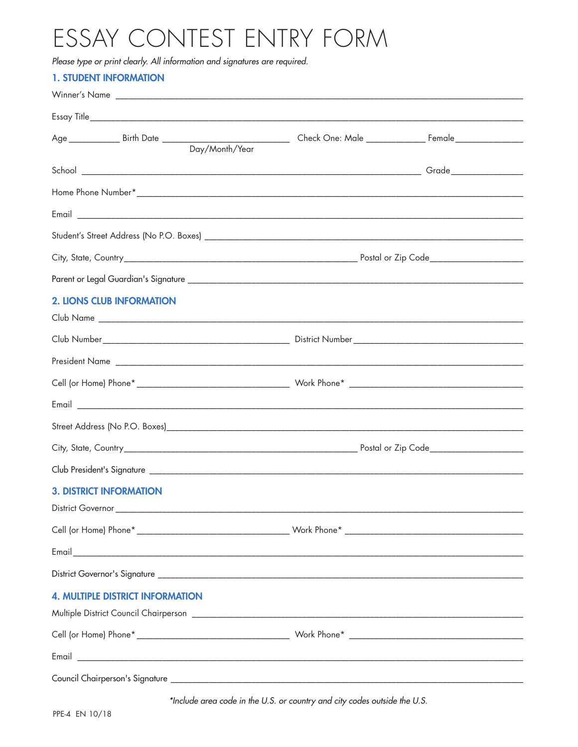# ESSAY CONTEST ENTRY FORM

*Please type or print clearly. All information and signatures are required.*

## 1. STUDENT INFORMATION

Winner's Name ____________________________________________

Essay Title ____________________________________________

Age ___________ Birth Date ____________________ Check One: Male ____________ Female ______________
Day/Month/Year

School ____________________________________________ Grade _______________

Home Phone Number* ____________________________________________

Email ____________________________________________

Student's Street Address (No P.O. Boxes) ____________________________________________

City, State, Country ______________________________ Postal or Zip Code ___________________

Parent or Legal Guardian's Signature ____________________________________________

## 2. LIONS CLUB INFORMATION

Club Name ____________________________________________

Club Number ______________________________ District Number ______________________________

President Name ____________________________________________

Cell (or Home) Phone* ______________________________ Work Phone* ______________________________

Email ____________________________________________

Street Address (No P.O. Boxes) ____________________________________________

City, State, Country ______________________________ Postal or Zip Code ___________________

Club President's Signature ____________________________________________

## 3. DISTRICT INFORMATION

District Governor ____________________________________________

Cell (or Home) Phone* ______________________________ Work Phone* ______________________________

Email ____________________________________________

District Governor's Signature ____________________________________________

## 4. MULTIPLE DISTRICT INFORMATION

Multiple District Council Chairperson ____________________________________________

Cell (or Home) Phone* ______________________________ Work Phone* ______________________________

Email ____________________________________________

Council Chairperson's Signature ____________________________________________

*\*Include area code in the U.S. or country and city codes outside the U.S.*

PPE-4 EN 10/18